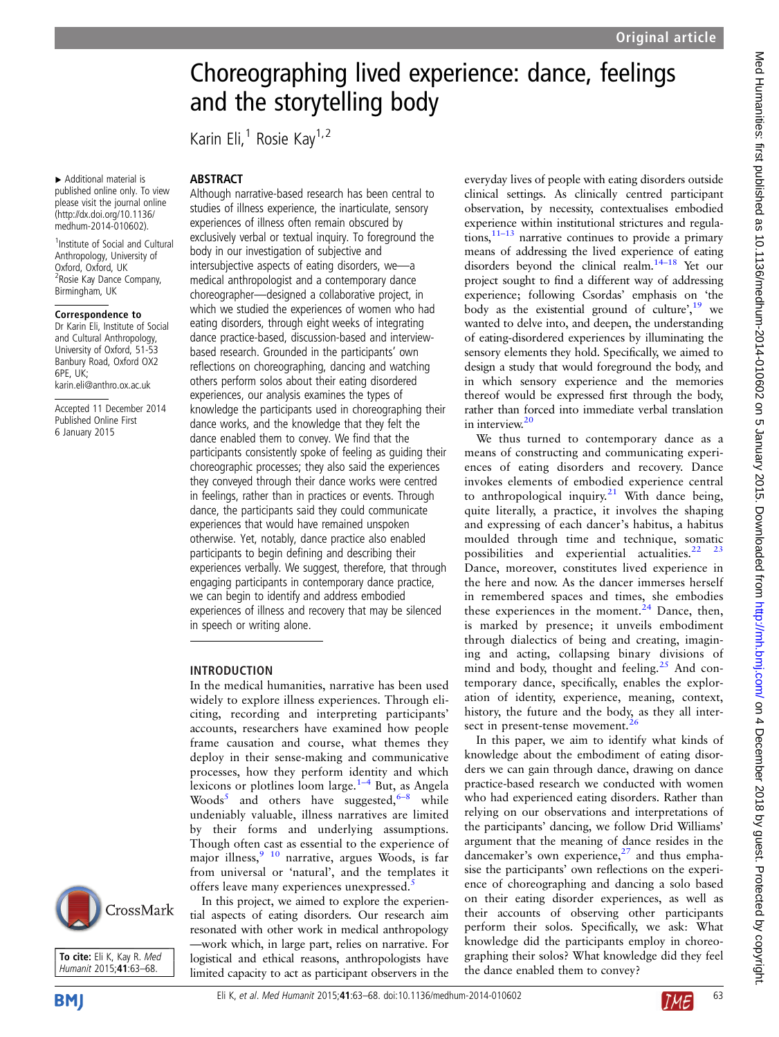# Choreographing lived experience: dance, feelings and the storytelling body

Karin Eli,[1] Rosie Kay[1,2]

▸ Additional material is published online only. To view please visit the journal online (http://dx.doi.org/10.1136/medhum-2014-010602).

[1]Institute of Social and Cultural Anthropology, University of Oxford, Oxford, UK
[2]Rosie Kay Dance Company, Birmingham, UK

**Correspondence to**
Dr Karin Eli, Institute of Social and Cultural Anthropology, University of Oxford, 51-53 Banbury Road, Oxford OX2 6PE, UK; karin.eli@anthro.ox.ac.uk

Accepted 11 December 2014
Published Online First 6 January 2015

**To cite:** Eli K, Kay R. *Med Humanit* 2015;**41**:63–68.

## ABSTRACT

Although narrative-based research has been central to studies of illness experience, the inarticulate, sensory experiences of illness often remain obscured by exclusively verbal or textual inquiry. To foreground the body in our investigation of subjective and intersubjective aspects of eating disorders, we—a medical anthropologist and a contemporary dance choreographer—designed a collaborative project, in which we studied the experiences of women who had eating disorders, through eight weeks of integrating dance practice-based, discussion-based and interview-based research. Grounded in the participants' own reflections on choreographing, dancing and watching others perform solos about their eating disordered experiences, our analysis examines the types of knowledge the participants used in choreographing their dance works, and the knowledge that they felt the dance enabled them to convey. We find that the participants consistently spoke of feeling as guiding their choreographic processes; they also said the experiences they conveyed through their dance works were centred in feelings, rather than in practices or events. Through dance, the participants said they could communicate experiences that would have remained unspoken otherwise. Yet, notably, dance practice also enabled participants to begin defining and describing their experiences verbally. We suggest, therefore, that through engaging participants in contemporary dance practice, we can begin to identify and address embodied experiences of illness and recovery that may be silenced in speech or writing alone.

## INTRODUCTION

In the medical humanities, narrative has been used widely to explore illness experiences. Through eliciting, recording and interpreting participants' accounts, researchers have examined how people frame causation and course, what themes they deploy in their sense-making and communicative processes, how they perform identity and which lexicons or plotlines loom large.[1–4] But, as Angela Woods[5] and others have suggested,[6–8] while undeniably valuable, illness narratives are limited by their forms and underlying assumptions. Though often cast as essential to the experience of major illness,[9 10] narrative, argues Woods, is far from universal or 'natural', and the templates it offers leave many experiences unexpressed.[5]

In this project, we aimed to explore the experiential aspects of eating disorders. Our research aim resonated with other work in medical anthropology—work which, in large part, relies on narrative. For logistical and ethical reasons, anthropologists have limited capacity to act as participant observers in the everyday lives of people with eating disorders outside clinical settings. As clinically centred participant observation, by necessity, contextualises embodied experience within institutional strictures and regulations,[11–13] narrative continues to provide a primary means of addressing the lived experience of eating disorders beyond the clinical realm.[14–18] Yet our project sought to find a different way of addressing experience; following Csordas' emphasis on 'the body as the existential ground of culture',[19] we wanted to delve into, and deepen, the understanding of eating-disordered experiences by illuminating the sensory elements they hold. Specifically, we aimed to design a study that would foreground the body, and in which sensory experience and the memories thereof would be expressed first through the body, rather than forced into immediate verbal translation in interview.[20]

We thus turned to contemporary dance as a means of constructing and communicating experiences of eating disorders and recovery. Dance invokes elements of embodied experience central to anthropological inquiry.[21] With dance being, quite literally, a practice, it involves the shaping and expressing of each dancer's habitus, a habitus moulded through time and technique, somatic possibilities and experiential actualities.[22 23] Dance, moreover, constitutes lived experience in the here and now. As the dancer immerses herself in remembered spaces and times, she embodies these experiences in the moment.[24] Dance, then, is marked by presence; it unveils embodiment through dialectics of being and creating, imagining and acting, collapsing binary divisions of mind and body, thought and feeling.[25] And contemporary dance, specifically, enables the exploration of identity, experience, meaning, context, history, the future and the body, as they all intersect in present-tense movement.[26]

In this paper, we aim to identify what kinds of knowledge about the embodiment of eating disorders we can gain through dance, drawing on dance practice-based research we conducted with women who had experienced eating disorders. Rather than relying on our observations and interpretations of the participants' dancing, we follow Drid Williams' argument that the meaning of dance resides in the dancemaker's own experience,[27] and thus emphasise the participants' own reflections on the experience of choreographing and dancing a solo based on their eating disorder experiences, as well as their accounts of observing other participants perform their solos. Specifically, we ask: What knowledge did the participants employ in choreographing their solos? What knowledge did they feel the dance enabled them to convey?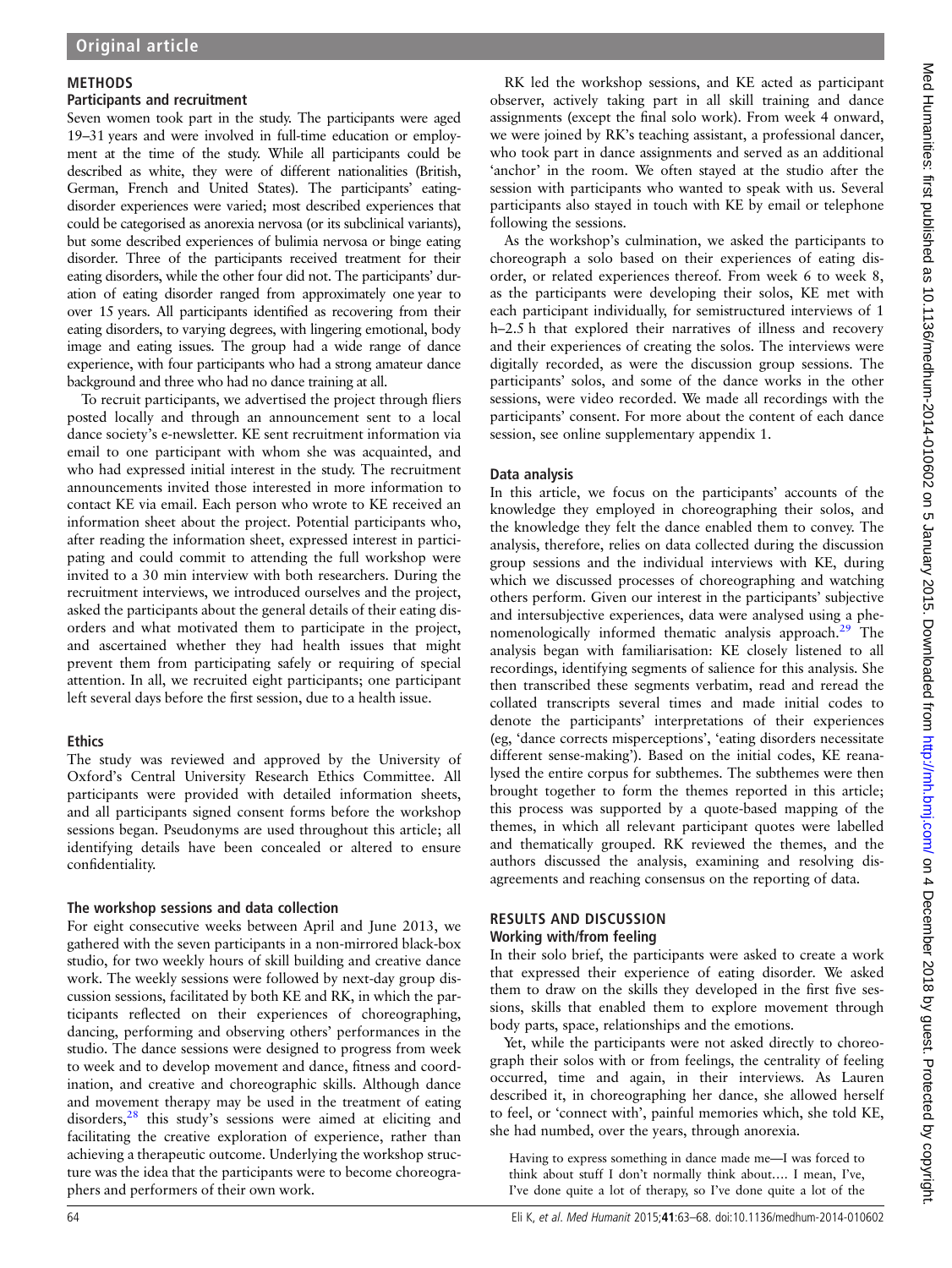## METHODS

### Participants and recruitment

Seven women took part in the study. The participants were aged 19–31 years and were involved in full-time education or employment at the time of the study. While all participants could be described as white, they were of different nationalities (British, German, French and United States). The participants' eating-disorder experiences were varied; most described experiences that could be categorised as anorexia nervosa (or its subclinical variants), but some described experiences of bulimia nervosa or binge eating disorder. Three of the participants received treatment for their eating disorders, while the other four did not. The participants' duration of eating disorder ranged from approximately one year to over 15 years. All participants identified as recovering from their eating disorders, to varying degrees, with lingering emotional, body image and eating issues. The group had a wide range of dance experience, with four participants who had a strong amateur dance background and three who had no dance training at all.

To recruit participants, we advertised the project through fliers posted locally and through an announcement sent to a local dance society's e-newsletter. KE sent recruitment information via email to one participant with whom she was acquainted, and who had expressed initial interest in the study. The recruitment announcements invited those interested in more information to contact KE via email. Each person who wrote to KE received an information sheet about the project. Potential participants who, after reading the information sheet, expressed interest in participating and could commit to attending the full workshop were invited to a 30 min interview with both researchers. During the recruitment interviews, we introduced ourselves and the project, asked the participants about the general details of their eating disorders and what motivated them to participate in the project, and ascertained whether they had health issues that might prevent them from participating safely or requiring of special attention. In all, we recruited eight participants; one participant left several days before the first session, due to a health issue.

### Ethics

The study was reviewed and approved by the University of Oxford's Central University Research Ethics Committee. All participants were provided with detailed information sheets, and all participants signed consent forms before the workshop sessions began. Pseudonyms are used throughout this article; all identifying details have been concealed or altered to ensure confidentiality.

### The workshop sessions and data collection

For eight consecutive weeks between April and June 2013, we gathered with the seven participants in a non-mirrored black-box studio, for two weekly hours of skill building and creative dance work. The weekly sessions were followed by next-day group discussion sessions, facilitated by both KE and RK, in which the participants reflected on their experiences of choreographing, dancing, performing and observing others' performances in the studio. The dance sessions were designed to progress from week to week and to develop movement and dance, fitness and coordination, and creative and choreographic skills. Although dance and movement therapy may be used in the treatment of eating disorders,[28] this study's sessions were aimed at eliciting and facilitating the creative exploration of experience, rather than achieving a therapeutic outcome. Underlying the workshop structure was the idea that the participants were to become choreographers and performers of their own work.

RK led the workshop sessions, and KE acted as participant observer, actively taking part in all skill training and dance assignments (except the final solo work). From week 4 onward, we were joined by RK's teaching assistant, a professional dancer, who took part in dance assignments and served as an additional 'anchor' in the room. We often stayed at the studio after the session with participants who wanted to speak with us. Several participants also stayed in touch with KE by email or telephone following the sessions.

As the workshop's culmination, we asked the participants to choreograph a solo based on their experiences of eating disorder, or related experiences thereof. From week 6 to week 8, as the participants were developing their solos, KE met with each participant individually, for semistructured interviews of 1 h–2.5 h that explored their narratives of illness and recovery and their experiences of creating the solos. The interviews were digitally recorded, as were the discussion group sessions. The participants' solos, and some of the dance works in the other sessions, were video recorded. We made all recordings with the participants' consent. For more about the content of each dance session, see online supplementary appendix 1.

### Data analysis

In this article, we focus on the participants' accounts of the knowledge they employed in choreographing their solos, and the knowledge they felt the dance enabled them to convey. The analysis, therefore, relies on data collected during the discussion group sessions and the individual interviews with KE, during which we discussed processes of choreographing and watching others perform. Given our interest in the participants' subjective and intersubjective experiences, data were analysed using a phenomenologically informed thematic analysis approach.[29] The analysis began with familiarisation: KE closely listened to all recordings, identifying segments of salience for this analysis. She then transcribed these segments verbatim, read and reread the collated transcripts several times and made initial codes to denote the participants' interpretations of their experiences (eg, 'dance corrects misperceptions', 'eating disorders necessitate different sense-making'). Based on the initial codes, KE reanalysed the entire corpus for subthemes. The subthemes were then brought together to form the themes reported in this article; this process was supported by a quote-based mapping of the themes, in which all relevant participant quotes were labelled and thematically grouped. RK reviewed the themes, and the authors discussed the analysis, examining and resolving disagreements and reaching consensus on the reporting of data.

## RESULTS AND DISCUSSION

### Working with/from feeling

In their solo brief, the participants were asked to create a work that expressed their experience of eating disorder. We asked them to draw on the skills they developed in the first five sessions, skills that enabled them to explore movement through body parts, space, relationships and the emotions.

Yet, while the participants were not asked directly to choreograph their solos with or from feelings, the centrality of feeling occurred, time and again, in their interviews. As Lauren described it, in choreographing her dance, she allowed herself to feel, or 'connect with', painful memories which, she told KE, she had numbed, over the years, through anorexia.

> Having to express something in dance made me—I was forced to think about stuff I don't normally think about…. I mean, I've, I've done quite a lot of therapy, so I've done quite a lot of the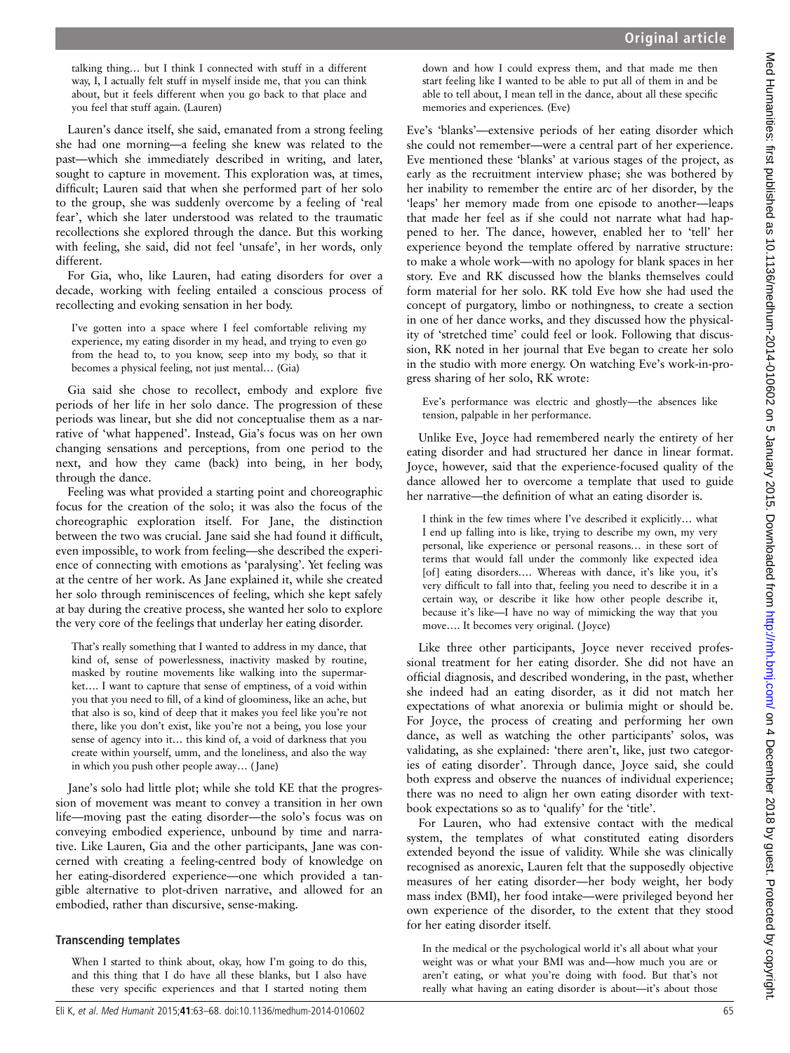> talking thing… but I think I connected with stuff in a different way, I, I actually felt stuff in myself inside me, that you can think about, but it feels different when you go back to that place and you feel that stuff again. (Lauren)

Lauren's dance itself, she said, emanated from a strong feeling she had one morning—a feeling she knew was related to the past—which she immediately described in writing, and later, sought to capture in movement. This exploration was, at times, difficult; Lauren said that when she performed part of her solo to the group, she was suddenly overcome by a feeling of 'real fear', which she later understood was related to the traumatic recollections she explored through the dance. But this working with feeling, she said, did not feel 'unsafe', in her words, only different.

For Gia, who, like Lauren, had eating disorders for over a decade, working with feeling entailed a conscious process of recollecting and evoking sensation in her body.

> I've gotten into a space where I feel comfortable reliving my experience, my eating disorder in my head, and trying to even go from the head to, to you know, seep into my body, so that it becomes a physical feeling, not just mental… (Gia)

Gia said she chose to recollect, embody and explore five periods of her life in her solo dance. The progression of these periods was linear, but she did not conceptualise them as a narrative of 'what happened'. Instead, Gia's focus was on her own changing sensations and perceptions, from one period to the next, and how they came (back) into being, in her body, through the dance.

Feeling was what provided a starting point and choreographic focus for the creation of the solo; it was also the focus of the choreographic exploration itself. For Jane, the distinction between the two was crucial. Jane said she had found it difficult, even impossible, to work from feeling—she described the experience of connecting with emotions as 'paralysing'. Yet feeling was at the centre of her work. As Jane explained it, while she created her solo through reminiscences of feeling, which she kept safely at bay during the creative process, she wanted her solo to explore the very core of the feelings that underlay her eating disorder.

> That's really something that I wanted to address in my dance, that kind of, sense of powerlessness, inactivity masked by routine, masked by routine movements like walking into the supermarket…. I want to capture that sense of emptiness, of a void within you that you need to fill, of a kind of gloominess, like an ache, but that also is so, kind of deep that it makes you feel like you're not there, like you don't exist, like you're not a being, you lose your sense of agency into it… this kind of, a void of darkness that you create within yourself, umm, and the loneliness, and also the way in which you push other people away… (Jane)

Jane's solo had little plot; while she told KE that the progression of movement was meant to convey a transition in her own life—moving past the eating disorder—the solo's focus was on conveying embodied experience, unbound by time and narrative. Like Lauren, Gia and the other participants, Jane was concerned with creating a feeling-centred body of knowledge on her eating-disordered experience—one which provided a tangible alternative to plot-driven narrative, and allowed for an embodied, rather than discursive, sense-making.

## Transcending templates

> When I started to think about, okay, how I'm going to do this, and this thing that I do have all these blanks, but I also have these very specific experiences and that I started noting them down and how I could express them, and that made me then start feeling like I wanted to be able to put all of them in and be able to tell about, I mean tell in the dance, about all these specific memories and experiences. (Eve)

Eve's 'blanks'—extensive periods of her eating disorder which she could not remember—were a central part of her experience. Eve mentioned these 'blanks' at various stages of the project, as early as the recruitment interview phase; she was bothered by her inability to remember the entire arc of her disorder, by the 'leaps' her memory made from one episode to another—leaps that made her feel as if she could not narrate what had happened to her. The dance, however, enabled her to 'tell' her experience beyond the template offered by narrative structure: to make a whole work—with no apology for blank spaces in her story. Eve and RK discussed how the blanks themselves could form material for her solo. RK told Eve how she had used the concept of purgatory, limbo or nothingness, to create a section in one of her dance works, and they discussed how the physicality of 'stretched time' could feel or look. Following that discussion, RK noted in her journal that Eve began to create her solo in the studio with more energy. On watching Eve's work-in-progress sharing of her solo, RK wrote:

> Eve's performance was electric and ghostly—the absences like tension, palpable in her performance.

Unlike Eve, Joyce had remembered nearly the entirety of her eating disorder and had structured her dance in linear format. Joyce, however, said that the experience-focused quality of the dance allowed her to overcome a template that used to guide her narrative—the definition of what an eating disorder is.

> I think in the few times where I've described it explicitly… what I end up falling into is like, trying to describe my own, my very personal, like experience or personal reasons… in these sort of terms that would fall under the commonly like expected idea [of] eating disorders…. Whereas with dance, it's like you, it's very difficult to fall into that, feeling you need to describe it in a certain way, or describe it like how other people describe it, because it's like—I have no way of mimicking the way that you move…. It becomes very original. (Joyce)

Like three other participants, Joyce never received professional treatment for her eating disorder. She did not have an official diagnosis, and described wondering, in the past, whether she indeed had an eating disorder, as it did not match her expectations of what anorexia or bulimia might or should be. For Joyce, the process of creating and performing her own dance, as well as watching the other participants' solos, was validating, as she explained: 'there aren't, like, just two categories of eating disorder'. Through dance, Joyce said, she could both express and observe the nuances of individual experience; there was no need to align her own eating disorder with textbook expectations so as to 'qualify' for the 'title'.

For Lauren, who had extensive contact with the medical system, the templates of what constituted eating disorders extended beyond the issue of validity. While she was clinically recognised as anorexic, Lauren felt that the supposedly objective measures of her eating disorder—her body weight, her body mass index (BMI), her food intake—were privileged beyond her own experience of the disorder, to the extent that they stood for her eating disorder itself.

> In the medical or the psychological world it's all about what your weight was or what your BMI was and—how much you are or aren't eating, or what you're doing with food. But that's not really what having an eating disorder is about—it's about those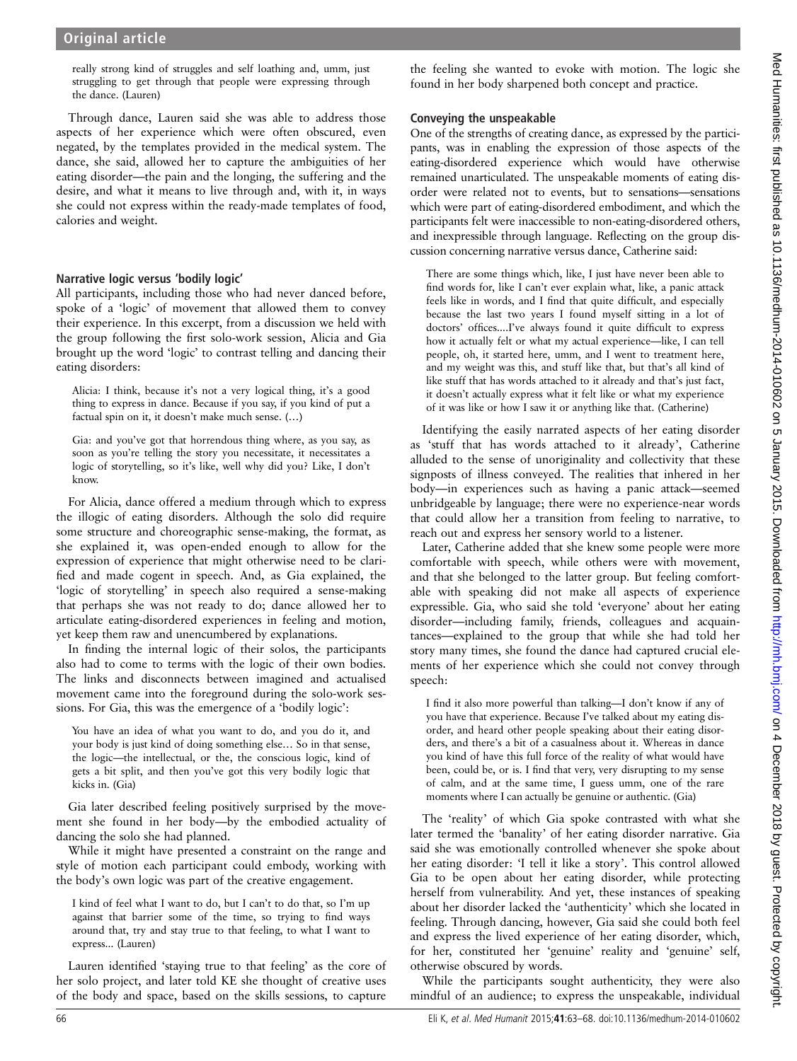really strong kind of struggles and self loathing and, umm, just struggling to get through that people were expressing through the dance. (Lauren)

Through dance, Lauren said she was able to address those aspects of her experience which were often obscured, even negated, by the templates provided in the medical system. The dance, she said, allowed her to capture the ambiguities of her eating disorder—the pain and the longing, the suffering and the desire, and what it means to live through and, with it, in ways she could not express within the ready-made templates of food, calories and weight.

### Narrative logic versus 'bodily logic'

All participants, including those who had never danced before, spoke of a 'logic' of movement that allowed them to convey their experience. In this excerpt, from a discussion we held with the group following the first solo-work session, Alicia and Gia brought up the word 'logic' to contrast telling and dancing their eating disorders:

> Alicia: I think, because it's not a very logical thing, it's a good thing to express in dance. Because if you say, if you kind of put a factual spin on it, it doesn't make much sense. (…)
>
> Gia: and you've got that horrendous thing where, as you say, as soon as you're telling the story you necessitate, it necessitates a logic of storytelling, so it's like, well why did you? Like, I don't know.

For Alicia, dance offered a medium through which to express the illogic of eating disorders. Although the solo did require some structure and choreographic sense-making, the format, as she explained it, was open-ended enough to allow for the expression of experience that might otherwise need to be clarified and made cogent in speech. And, as Gia explained, the 'logic of storytelling' in speech also required a sense-making that perhaps she was not ready to do; dance allowed her to articulate eating-disordered experiences in feeling and motion, yet keep them raw and unencumbered by explanations.

In finding the internal logic of their solos, the participants also had to come to terms with the logic of their own bodies. The links and disconnects between imagined and actualised movement came into the foreground during the solo-work sessions. For Gia, this was the emergence of a 'bodily logic':

> You have an idea of what you want to do, and you do it, and your body is just kind of doing something else… So in that sense, the logic—the intellectual, or the, the conscious logic, kind of gets a bit split, and then you've got this very bodily logic that kicks in. (Gia)

Gia later described feeling positively surprised by the movement she found in her body—by the embodied actuality of dancing the solo she had planned.

While it might have presented a constraint on the range and style of motion each participant could embody, working with the body's own logic was part of the creative engagement.

> I kind of feel what I want to do, but I can't to do that, so I'm up against that barrier some of the time, so trying to find ways around that, try and stay true to that feeling, to what I want to express… (Lauren)

Lauren identified 'staying true to that feeling' as the core of her solo project, and later told KE she thought of creative uses of the body and space, based on the skills sessions, to capture the feeling she wanted to evoke with motion. The logic she found in her body sharpened both concept and practice.

### Conveying the unspeakable

One of the strengths of creating dance, as expressed by the participants, was in enabling the expression of those aspects of the eating-disordered experience which would have otherwise remained unarticulated. The unspeakable moments of eating disorder were related not to events, but to sensations—sensations which were part of eating-disordered embodiment, and which the participants felt were inaccessible to non-eating-disordered others, and inexpressible through language. Reflecting on the group discussion concerning narrative versus dance, Catherine said:

> There are some things which, like, I just have never been able to find words for, like I can't ever explain what, like, a panic attack feels like in words, and I find that quite difficult, and especially because the last two years I found myself sitting in a lot of doctors' offices....I've always found it quite difficult to express how it actually felt or what my actual experience—like, I can tell people, oh, it started here, umm, and I went to treatment here, and my weight was this, and stuff like that, but that's all kind of like stuff that has words attached to it already and that's just fact, it doesn't actually express what it felt like or what my experience of it was like or how I saw it or anything like that. (Catherine)

Identifying the easily narrated aspects of her eating disorder as 'stuff that has words attached to it already', Catherine alluded to the sense of unoriginality and collectivity that these signposts of illness conveyed. The realities that inhered in her body—in experiences such as having a panic attack—seemed unbridgeable by language; there were no experience-near words that could allow her a transition from feeling to narrative, to reach out and express her sensory world to a listener.

Later, Catherine added that she knew some people were more comfortable with speech, while others were with movement, and that she belonged to the latter group. But feeling comfortable with speaking did not make all aspects of experience expressible. Gia, who said she told 'everyone' about her eating disorder—including family, friends, colleagues and acquaintances—explained to the group that while she had told her story many times, she found the dance had captured crucial elements of her experience which she could not convey through speech:

> I find it also more powerful than talking—I don't know if any of you have that experience. Because I've talked about my eating disorder, and heard other people speaking about their eating disorders, and there's a bit of a casualness about it. Whereas in dance you kind of have this full force of the reality of what would have been, could be, or is. I find that very, very disrupting to my sense of calm, and at the same time, I guess umm, one of the rare moments where I can actually be genuine or authentic. (Gia)

The 'reality' of which Gia spoke contrasted with what she later termed the 'banality' of her eating disorder narrative. Gia said she was emotionally controlled whenever she spoke about her eating disorder: 'I tell it like a story'. This control allowed Gia to be open about her eating disorder, while protecting herself from vulnerability. And yet, these instances of speaking about her disorder lacked the 'authenticity' which she located in feeling. Through dancing, however, Gia said she could both feel and express the lived experience of her eating disorder, which, for her, constituted her 'genuine' reality and 'genuine' self, otherwise obscured by words.

While the participants sought authenticity, they were also mindful of an audience; to express the unspeakable, individual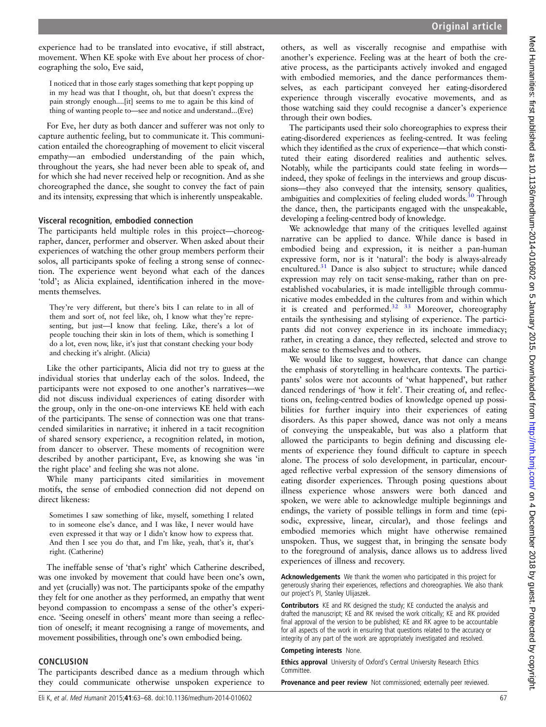experience had to be translated into evocative, if still abstract, movement. When KE spoke with Eve about her process of choreographing the solo, Eve said,

> I noticed that in those early stages something that kept popping up in my head was that I thought, oh, but that doesn't express the pain strongly enough….[it] seems to me to again be this kind of thing of wanting people to—see and notice and understand…(Eve)

For Eve, her duty as both dancer and sufferer was not only to capture authentic feeling, but to communicate it. This communication entailed the choreographing of movement to elicit visceral empathy—an embodied understanding of the pain which, throughout the years, she had never been able to speak of, and for which she had never received help or recognition. And as she choreographed the dance, she sought to convey the fact of pain and its intensity, expressing that which is inherently unspeakable.

### Visceral recognition, embodied connection

The participants held multiple roles in this project—choreographer, dancer, performer and observer. When asked about their experiences of watching the other group members perform their solos, all participants spoke of feeling a strong sense of connection. The experience went beyond what each of the dances 'told'; as Alicia explained, identification inhered in the movements themselves.

> They're very different, but there's bits I can relate to in all of them and sort of, not feel like, oh, I know what they're representing, but just—I know that feeling. Like, there's a lot of people touching their skin in lots of them, which is something I do a lot, even now, like, it's just that constant checking your body and checking it's alright. (Alicia)

Like the other participants, Alicia did not try to guess at the individual stories that underlay each of the solos. Indeed, the participants were not exposed to one another's narratives—we did not discuss individual experiences of eating disorder with the group, only in the one-on-one interviews KE held with each of the participants. The sense of connection was one that transcended similarities in narrative; it inhered in a tacit recognition of shared sensory experience, a recognition related, in motion, from dancer to observer. These moments of recognition were described by another participant, Eve, as knowing she was 'in the right place' and feeling she was not alone.

While many participants cited similarities in movement motifs, the sense of embodied connection did not depend on direct likeness:

> Sometimes I saw something of like, myself, something I related to in someone else's dance, and I was like, I never would have even expressed it that way or I didn't know how to express that. And then I see you do that, and I'm like, yeah, that's it, that's right. (Catherine)

The ineffable sense of 'that's right' which Catherine described, was one invoked by movement that could have been one's own, and yet (crucially) was not. The participants spoke of the empathy they felt for one another as they performed, an empathy that went beyond compassion to encompass a sense of the other's experience. 'Seeing oneself in others' meant more than seeing a reflection of oneself; it meant recognising a range of movements, and movement possibilities, through one's own embodied being.

## CONCLUSION

The participants described dance as a medium through which they could communicate otherwise unspoken experience to others, as well as viscerally recognise and empathise with another's experience. Feeling was at the heart of both the creative process, as the participants actively invoked and engaged with embodied memories, and the dance performances themselves, as each participant conveyed her eating-disordered experience through viscerally evocative movements, and as those watching said they could recognise a dancer's experience through their own bodies.

The participants used their solo choreographies to express their eating-disordered experiences as feeling-centred. It was feeling which they identified as the crux of experience—that which constituted their eating disordered realities and authentic selves. Notably, while the participants could state feeling in words—indeed, they spoke of feelings in the interviews and group discussions—they also conveyed that the intensity, sensory qualities, ambiguities and complexities of feeling eluded words.[30] Through the dance, then, the participants engaged with the unspeakable, developing a feeling-centred body of knowledge.

We acknowledge that many of the critiques levelled against narrative can be applied to dance. While dance is based in embodied being and expression, it is neither a pan-human expressive form, nor is it 'natural': the body is always-already encultured.[31] Dance is also subject to structure; while danced expression may rely on tacit sense-making, rather than on pre-established vocabularies, it is made intelligible through communicative modes embedded in the cultures from and within which it is created and performed.[32 33] Moreover, choreography entails the synthesising and stylising of experience. The participants did not convey experience in its inchoate immediacy; rather, in creating a dance, they reflected, selected and strove to make sense to themselves and to others.

We would like to suggest, however, that dance can change the emphasis of storytelling in healthcare contexts. The participants' solos were not accounts of 'what happened', but rather danced renderings of 'how it felt'. Their creating of, and reflections on, feeling-centred bodies of knowledge opened up possibilities for further inquiry into their experiences of eating disorders. As this paper showed, dance was not only a means of conveying the unspeakable, but was also a platform that allowed the participants to begin defining and discussing elements of experience they found difficult to capture in speech alone. The process of solo development, in particular, encouraged reflective verbal expression of the sensory dimensions of eating disorder experiences. Through posing questions about illness experience whose answers were both danced and spoken, we were able to acknowledge multiple beginnings and endings, the variety of possible tellings in form and time (episodic, expressive, linear, circular), and those feelings and embodied memories which might have otherwise remained unspoken. Thus, we suggest that, in bringing the sensate body to the foreground of analysis, dance allows us to address lived experiences of illness and recovery.

**Acknowledgements** We thank the women who participated in this project for generously sharing their experiences, reflections and choreographies. We also thank our project's PI, Stanley Ulijaszek.

**Contributors** KE and RK designed the study; KE conducted the analysis and drafted the manuscript; KE and RK revised the work critically; KE and RK provided final approval of the version to be published; KE and RK agree to be accountable for all aspects of the work in ensuring that questions related to the accuracy or integrity of any part of the work are appropriately investigated and resolved.

**Competing interests** None.

**Ethics approval** University of Oxford's Central University Research Ethics Committee.

**Provenance and peer review** Not commissioned; externally peer reviewed.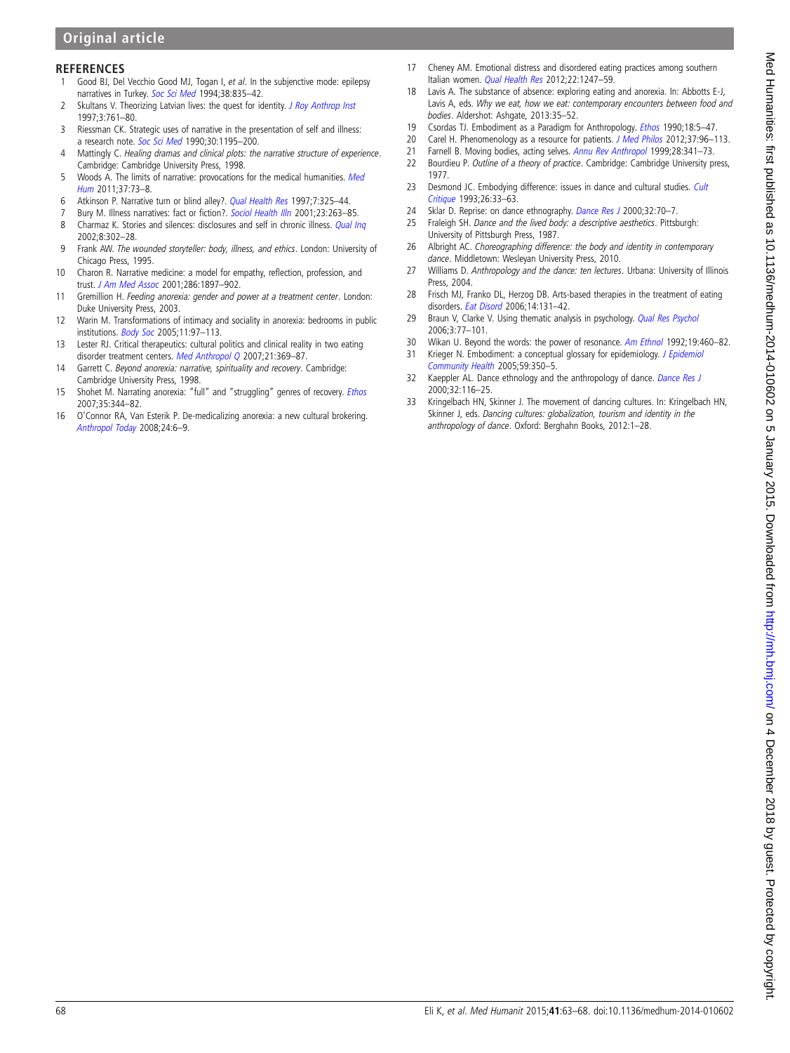## REFERENCES

1. Good BJ, Del Vecchio Good MJ, Togan I, *et al*. In the subjective mode: epilepsy narratives in Turkey. *Soc Sci Med* 1994;38:835–42.
2. Skultans V. Theorizing Latvian lives: the quest for identity. *J Roy Anthrop Inst* 1997;3:761–80.
3. Riessman CK. Strategic uses of narrative in the presentation of self and illness: a research note. *Soc Sci Med* 1990;30:1195–200.
4. Mattingly C. *Healing dramas and clinical plots: the narrative structure of experience*. Cambridge: Cambridge University Press, 1998.
5. Woods A. The limits of narrative: provocations for the medical humanities. *Med Hum* 2011;37:73–8.
6. Atkinson P. Narrative turn or blind alley?. *Qual Health Res* 1997;7:325–44.
7. Bury M. Illness narratives: fact or fiction?. *Sociol Health Illn* 2001;23:263–85.
8. Charmaz K. Stories and silences: disclosures and self in chronic illness. *Qual Inq* 2002;8:302–28.
9. Frank AW. *The wounded storyteller: body, illness, and ethics*. London: University of Chicago Press, 1995.
10. Charon R. Narrative medicine: a model for empathy, reflection, profession, and trust. *J Am Med Assoc* 2001;286:1897–902.
11. Gremillion H. *Feeding anorexia: gender and power at a treatment center*. London: Duke University Press, 2003.
12. Warin M. Transformations of intimacy and sociality in anorexia: bedrooms in public institutions. *Body Soc* 2005;11:97–113.
13. Lester RJ. Critical therapeutics: cultural politics and clinical reality in two eating disorder treatment centers. *Med Anthropol Q* 2007;21:369–87.
14. Garrett C. *Beyond anorexia: narrative, spirituality and recovery*. Cambridge: Cambridge University Press, 1998.
15. Shohet M. Narrating anorexia: "full" and "struggling" genres of recovery. *Ethos* 2007;35:344–82.
16. O'Connor RA, Van Esterik P. De-medicalizing anorexia: a new cultural brokering. *Anthropol Today* 2008;24:6–9.
17. Cheney AM. Emotional distress and disordered eating practices among southern Italian women. *Qual Health Res* 2012;22:1247–59.
18. Lavis A. The substance of absence: exploring eating and anorexia. In: Abbotts E-J, Lavis A, eds. *Why we eat, how we eat: contemporary encounters between food and bodies*. Aldershot: Ashgate, 2013:35–52.
19. Csordas TJ. Embodiment as a Paradigm for Anthropology. *Ethos* 1990;18:5–47.
20. Carel H. Phenomenology as a resource for patients. *J Med Philos* 2012;37:96–113.
21. Farnell B. Moving bodies, acting selves. *Annu Rev Anthropol* 1999;28:341–73.
22. Bourdieu P. *Outline of a theory of practice*. Cambridge: Cambridge University press, 1977.
23. Desmond JC. Embodying difference: issues in dance and cultural studies. *Cult Critique* 1993;26:33–63.
24. Sklar D. Reprise: on dance ethnography. *Dance Res J* 2000;32:70–7.
25. Fraleigh SH. *Dance and the lived body: a descriptive aesthetics*. Pittsburgh: University of Pittsburgh Press, 1987.
26. Albright AC. *Choreographing difference: the body and identity in contemporary dance*. Middletown: Wesleyan University Press, 2010.
27. Williams D. *Anthropology and the dance: ten lectures*. Urbana: University of Illinois Press, 2004.
28. Frisch MJ, Franko DL, Herzog DB. Arts-based therapies in the treatment of eating disorders. *Eat Disord* 2006;14:131–42.
29. Braun V, Clarke V. Using thematic analysis in psychology. *Qual Res Psychol* 2006;3:77–101.
30. Wikan U. Beyond the words: the power of resonance. *Am Ethnol* 1992;19:460–82.
31. Krieger N. Embodiment: a conceptual glossary for epidemiology. *J Epidemiol Community Health* 2005;59:350–5.
32. Kaeppler AL. Dance ethnology and the anthropology of dance. *Dance Res J* 2000;32:116–25.
33. Kringelbach HN, Skinner J. The movement of dancing cultures. In: Kringelbach HN, Skinner J, eds. *Dancing cultures: globalization, tourism and identity in the anthropology of dance*. Oxford: Berghahn Books, 2012:1–28.